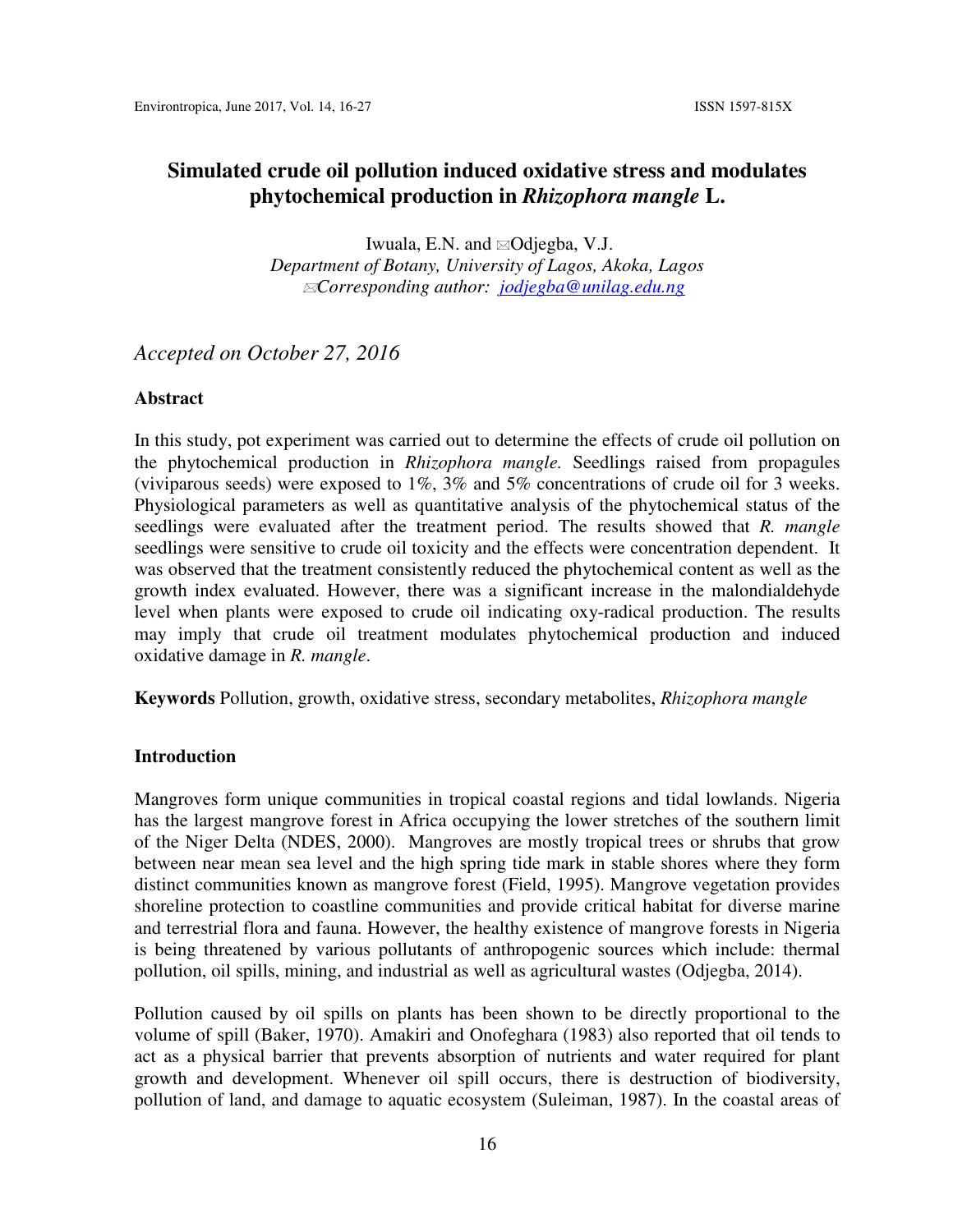# Simulated crude oil pollution induced oxidative stress and modulates phytochemical production in *Rhizophora mangle* L.

Iwuala, E.N. and ✉Odjegba, V.J.
*Department of Botany, University of Lagos, Akoka, Lagos*
✉*Corresponding author: jodjegba@unilag.edu.ng*

*Accepted on October 27, 2016*

## Abstract

In this study, pot experiment was carried out to determine the effects of crude oil pollution on the phytochemical production in *Rhizophora mangle.* Seedlings raised from propagules (viviparous seeds) were exposed to 1%, 3% and 5% concentrations of crude oil for 3 weeks. Physiological parameters as well as quantitative analysis of the phytochemical status of the seedlings were evaluated after the treatment period. The results showed that *R. mangle* seedlings were sensitive to crude oil toxicity and the effects were concentration dependent. It was observed that the treatment consistently reduced the phytochemical content as well as the growth index evaluated. However, there was a significant increase in the malondialdehyde level when plants were exposed to crude oil indicating oxy-radical production. The results may imply that crude oil treatment modulates phytochemical production and induced oxidative damage in *R. mangle*.

**Keywords** Pollution, growth, oxidative stress, secondary metabolites, *Rhizophora mangle*

## Introduction

Mangroves form unique communities in tropical coastal regions and tidal lowlands. Nigeria has the largest mangrove forest in Africa occupying the lower stretches of the southern limit of the Niger Delta (NDES, 2000). Mangroves are mostly tropical trees or shrubs that grow between near mean sea level and the high spring tide mark in stable shores where they form distinct communities known as mangrove forest (Field, 1995). Mangrove vegetation provides shoreline protection to coastline communities and provide critical habitat for diverse marine and terrestrial flora and fauna. However, the healthy existence of mangrove forests in Nigeria is being threatened by various pollutants of anthropogenic sources which include: thermal pollution, oil spills, mining, and industrial as well as agricultural wastes (Odjegba, 2014).

Pollution caused by oil spills on plants has been shown to be directly proportional to the volume of spill (Baker, 1970). Amakiri and Onofeghara (1983) also reported that oil tends to act as a physical barrier that prevents absorption of nutrients and water required for plant growth and development. Whenever oil spill occurs, there is destruction of biodiversity, pollution of land, and damage to aquatic ecosystem (Suleiman, 1987). In the coastal areas of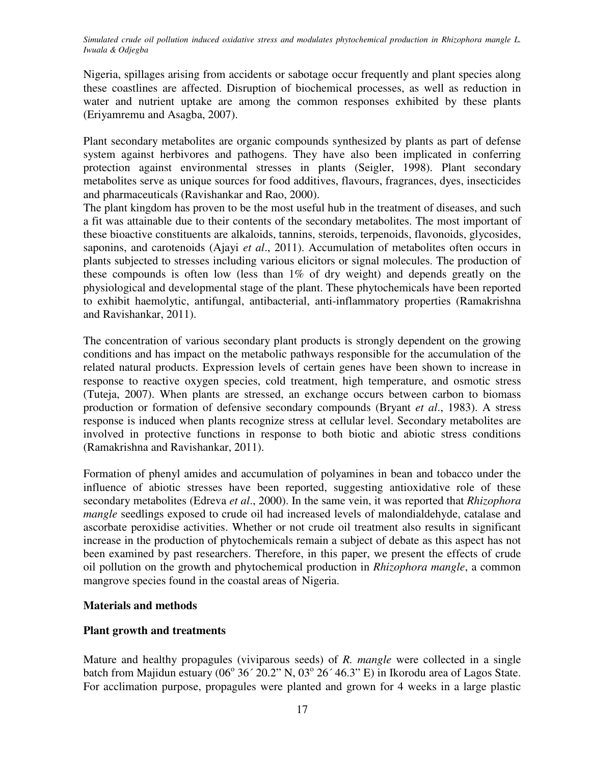Nigeria, spillages arising from accidents or sabotage occur frequently and plant species along these coastlines are affected. Disruption of biochemical processes, as well as reduction in water and nutrient uptake are among the common responses exhibited by these plants (Eriyamremu and Asagba, 2007).

Plant secondary metabolites are organic compounds synthesized by plants as part of defense system against herbivores and pathogens. They have also been implicated in conferring protection against environmental stresses in plants (Seigler, 1998). Plant secondary metabolites serve as unique sources for food additives, flavours, fragrances, dyes, insecticides and pharmaceuticals (Ravishankar and Rao, 2000).

The plant kingdom has proven to be the most useful hub in the treatment of diseases, and such a fit was attainable due to their contents of the secondary metabolites. The most important of these bioactive constituents are alkaloids, tannins, steroids, terpenoids, flavonoids, glycosides, saponins, and carotenoids (Ajayi *et al*., 2011). Accumulation of metabolites often occurs in plants subjected to stresses including various elicitors or signal molecules. The production of these compounds is often low (less than 1% of dry weight) and depends greatly on the physiological and developmental stage of the plant. These phytochemicals have been reported to exhibit haemolytic, antifungal, antibacterial, anti-inflammatory properties (Ramakrishna and Ravishankar, 2011).

The concentration of various secondary plant products is strongly dependent on the growing conditions and has impact on the metabolic pathways responsible for the accumulation of the related natural products. Expression levels of certain genes have been shown to increase in response to reactive oxygen species, cold treatment, high temperature, and osmotic stress (Tuteja, 2007). When plants are stressed, an exchange occurs between carbon to biomass production or formation of defensive secondary compounds (Bryant *et al*., 1983). A stress response is induced when plants recognize stress at cellular level. Secondary metabolites are involved in protective functions in response to both biotic and abiotic stress conditions (Ramakrishna and Ravishankar, 2011).

Formation of phenyl amides and accumulation of polyamines in bean and tobacco under the influence of abiotic stresses have been reported, suggesting antioxidative role of these secondary metabolites (Edreva *et al*., 2000). In the same vein, it was reported that *Rhizophora mangle* seedlings exposed to crude oil had increased levels of malondialdehyde, catalase and ascorbate peroxidise activities. Whether or not crude oil treatment also results in significant increase in the production of phytochemicals remain a subject of debate as this aspect has not been examined by past researchers. Therefore, in this paper, we present the effects of crude oil pollution on the growth and phytochemical production in *Rhizophora mangle*, a common mangrove species found in the coastal areas of Nigeria.

## Materials and methods

### Plant growth and treatments

Mature and healthy propagules (viviparous seeds) of *R. mangle* were collected in a single batch from Majidun estuary (06° 36´ 20.2" N, 03° 26´ 46.3" E) in Ikorodu area of Lagos State. For acclimation purpose, propagules were planted and grown for 4 weeks in a large plastic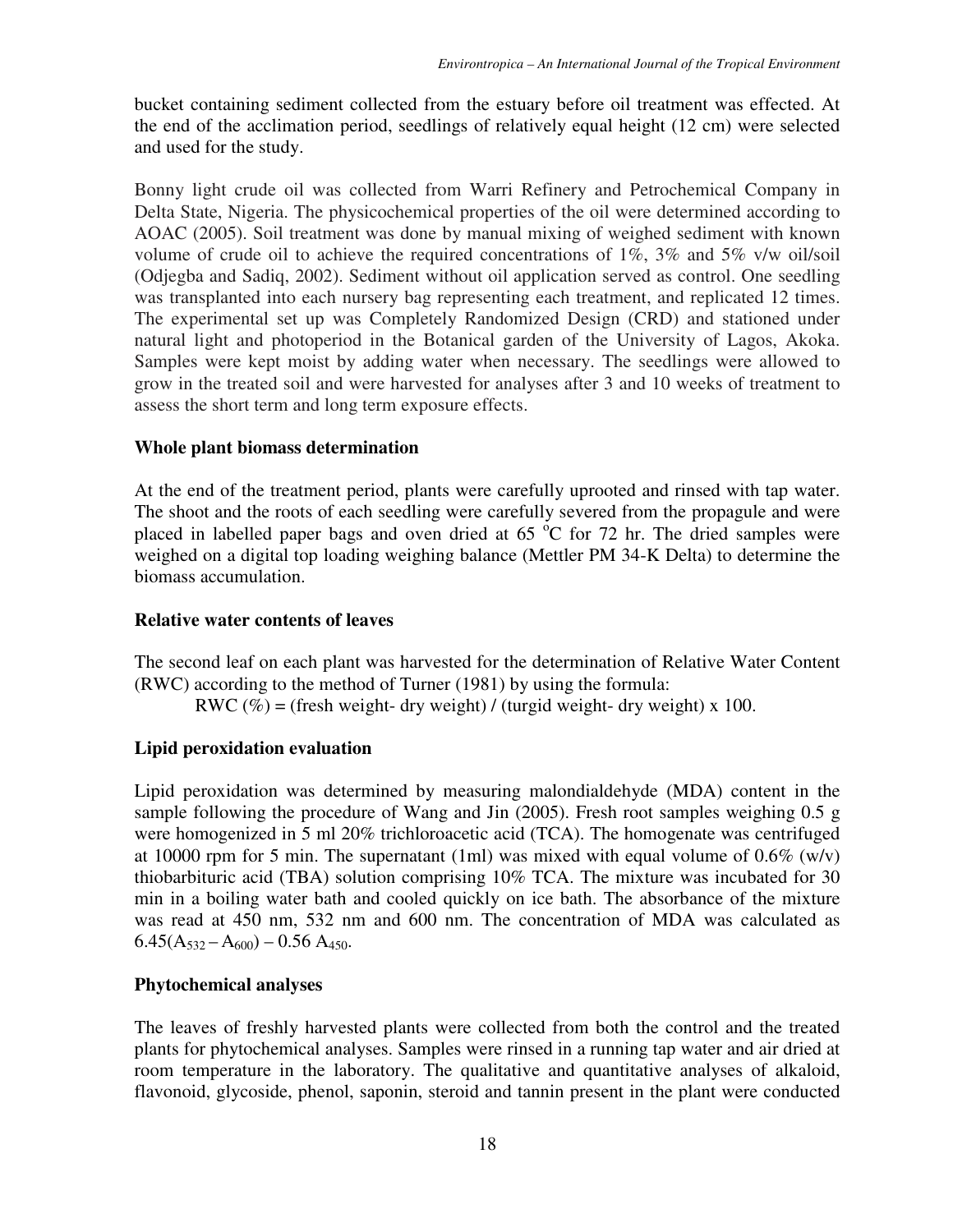bucket containing sediment collected from the estuary before oil treatment was effected. At the end of the acclimation period, seedlings of relatively equal height (12 cm) were selected and used for the study.

Bonny light crude oil was collected from Warri Refinery and Petrochemical Company in Delta State, Nigeria. The physicochemical properties of the oil were determined according to AOAC (2005). Soil treatment was done by manual mixing of weighed sediment with known volume of crude oil to achieve the required concentrations of 1%, 3% and 5% v/w oil/soil (Odjegba and Sadiq, 2002). Sediment without oil application served as control. One seedling was transplanted into each nursery bag representing each treatment, and replicated 12 times. The experimental set up was Completely Randomized Design (CRD) and stationed under natural light and photoperiod in the Botanical garden of the University of Lagos, Akoka. Samples were kept moist by adding water when necessary. The seedlings were allowed to grow in the treated soil and were harvested for analyses after 3 and 10 weeks of treatment to assess the short term and long term exposure effects.

**Whole plant biomass determination**

At the end of the treatment period, plants were carefully uprooted and rinsed with tap water. The shoot and the roots of each seedling were carefully severed from the propagule and were placed in labelled paper bags and oven dried at 65 $^{o}$C for 72 hr. The dried samples were weighed on a digital top loading weighing balance (Mettler PM 34-K Delta) to determine the biomass accumulation.

**Relative water contents of leaves**

The second leaf on each plant was harvested for the determination of Relative Water Content (RWC) according to the method of Turner (1981) by using the formula:

RWC (%) = (fresh weight- dry weight) / (turgid weight- dry weight) x 100.

**Lipid peroxidation evaluation**

Lipid peroxidation was determined by measuring malondialdehyde (MDA) content in the sample following the procedure of Wang and Jin (2005). Fresh root samples weighing 0.5 g were homogenized in 5 ml 20% trichloroacetic acid (TCA). The homogenate was centrifuged at 10000 rpm for 5 min. The supernatant (1ml) was mixed with equal volume of 0.6% (w/v) thiobarbituric acid (TBA) solution comprising 10% TCA. The mixture was incubated for 30 min in a boiling water bath and cooled quickly on ice bath. The absorbance of the mixture was read at 450 nm, 532 nm and 600 nm. The concentration of MDA was calculated as $6.45(A_{532} - A_{600}) - 0.56\ A_{450}$.

**Phytochemical analyses**

The leaves of freshly harvested plants were collected from both the control and the treated plants for phytochemical analyses. Samples were rinsed in a running tap water and air dried at room temperature in the laboratory. The qualitative and quantitative analyses of alkaloid, flavonoid, glycoside, phenol, saponin, steroid and tannin present in the plant were conducted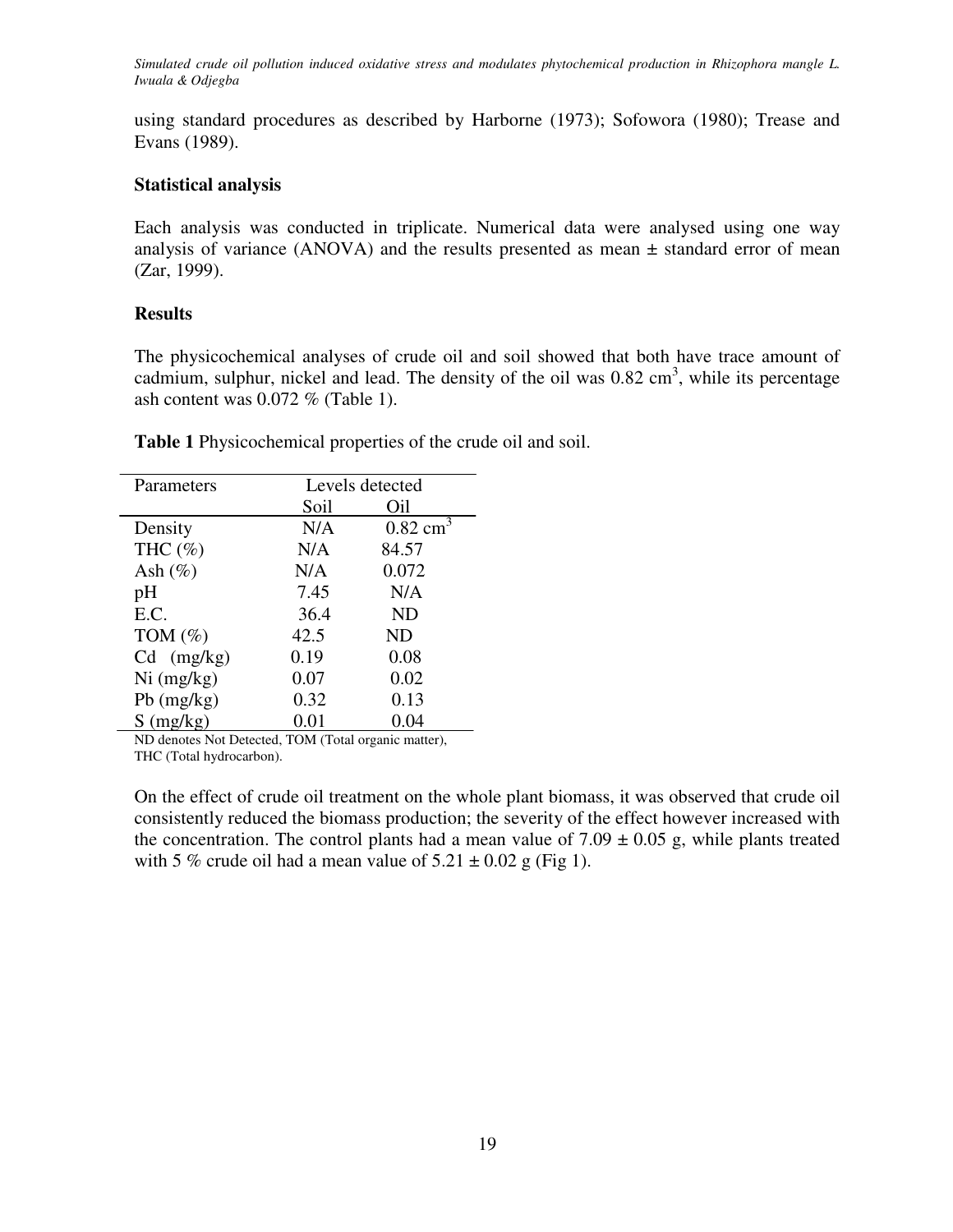using standard procedures as described by Harborne (1973); Sofowora (1980); Trease and Evans (1989).

**Statistical analysis**

Each analysis was conducted in triplicate. Numerical data were analysed using one way analysis of variance (ANOVA) and the results presented as mean ± standard error of mean (Zar, 1999).

**Results**

The physicochemical analyses of crude oil and soil showed that both have trace amount of cadmium, sulphur, nickel and lead. The density of the oil was 0.82 $cm^3$, while its percentage ash content was 0.072 % (Table 1).

**Table 1** Physicochemical properties of the crude oil and soil.

| Parameters | Levels detected | |
|---|---|---|
| | Soil | Oil |
| Density | N/A | 0.82 $cm^3$ |
| THC (%) | N/A | 84.57 |
| Ash (%) | N/A | 0.072 |
| pH | 7.45 | N/A |
| E.C. | 36.4 | ND |
| TOM (%) | 42.5 | ND |
| Cd (mg/kg) | 0.19 | 0.08 |
| Ni (mg/kg) | 0.07 | 0.02 |
| Pb (mg/kg) | 0.32 | 0.13 |
| S (mg/kg) | 0.01 | 0.04 |

ND denotes Not Detected, TOM (Total organic matter), THC (Total hydrocarbon).

On the effect of crude oil treatment on the whole plant biomass, it was observed that crude oil consistently reduced the biomass production; the severity of the effect however increased with the concentration. The control plants had a mean value of 7.09 ± 0.05 g, while plants treated with 5 % crude oil had a mean value of 5.21 ± 0.02 g (Fig 1).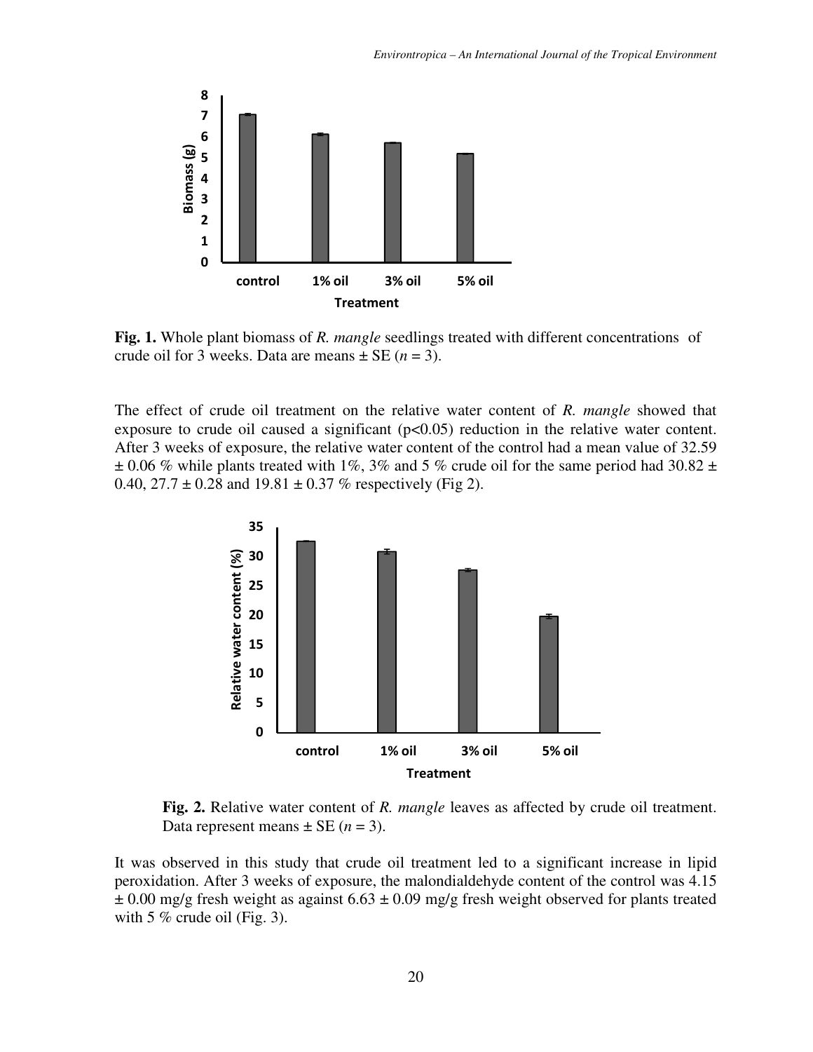**Fig. 1.** Whole plant biomass of *R. mangle* seedlings treated with different concentrations of crude oil for 3 weeks. Data are means ± SE ($n = 3$).

The effect of crude oil treatment on the relative water content of *R. mangle* showed that exposure to crude oil caused a significant ($p<0.05$) reduction in the relative water content. After 3 weeks of exposure, the relative water content of the control had a mean value of 32.59 ± 0.06 % while plants treated with 1%, 3% and 5 % crude oil for the same period had 30.82 ± 0.40, 27.7 ± 0.28 and 19.81 ± 0.37 % respectively (Fig 2).

**Fig. 2.** Relative water content of *R. mangle* leaves as affected by crude oil treatment. Data represent means ± SE ($n = 3$).

It was observed in this study that crude oil treatment led to a significant increase in lipid peroxidation. After 3 weeks of exposure, the malondialdehyde content of the control was 4.15 ± 0.00 mg/g fresh weight as against 6.63 ± 0.09 mg/g fresh weight observed for plants treated with 5 % crude oil (Fig. 3).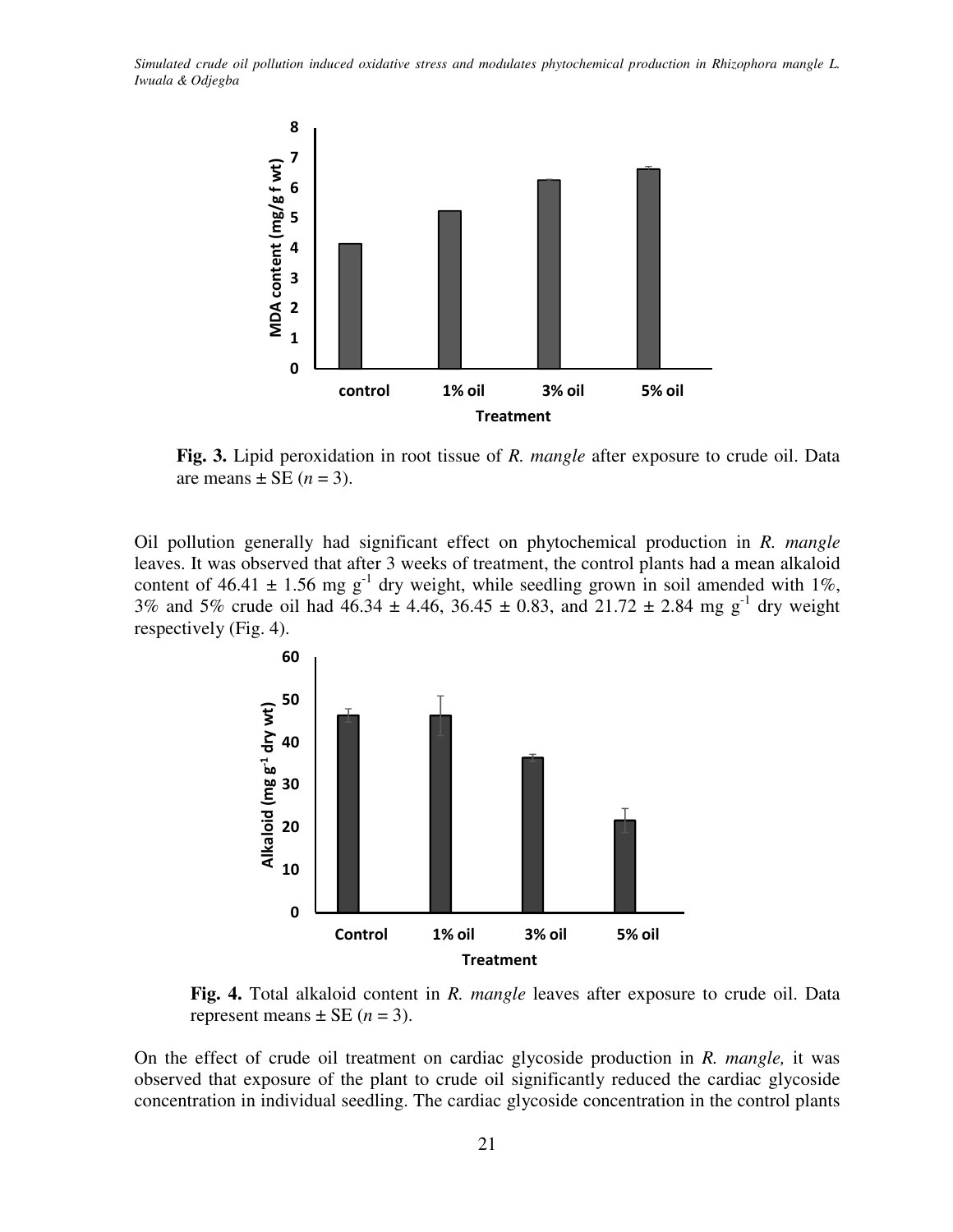**Fig. 3.** Lipid peroxidation in root tissue of *R. mangle* after exposure to crude oil. Data are means ± SE ($n = 3$).

Oil pollution generally had significant effect on phytochemical production in *R. mangle* leaves. It was observed that after 3 weeks of treatment, the control plants had a mean alkaloid content of 46.41 ± 1.56 mg $g^{-1}$ dry weight, while seedling grown in soil amended with 1%, 3% and 5% crude oil had 46.34 ± 4.46, 36.45 ± 0.83, and 21.72 ± 2.84 mg $g^{-1}$ dry weight respectively (Fig. 4).

**Fig. 4.** Total alkaloid content in *R. mangle* leaves after exposure to crude oil. Data represent means ± SE ($n = 3$).

On the effect of crude oil treatment on cardiac glycoside production in *R. mangle,* it was observed that exposure of the plant to crude oil significantly reduced the cardiac glycoside concentration in individual seedling. The cardiac glycoside concentration in the control plants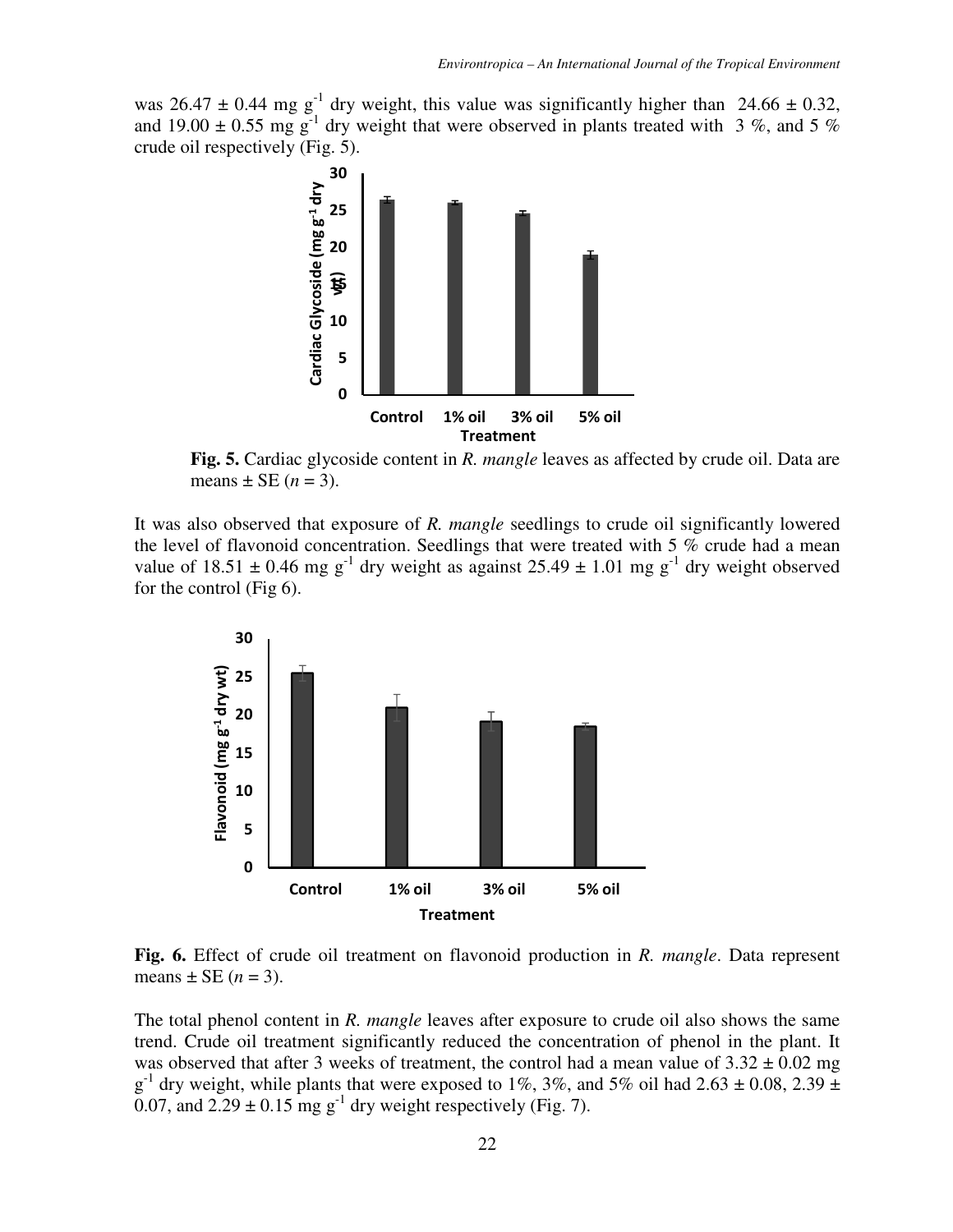was 26.47 ± 0.44 mg $g^{-1}$ dry weight, this value was significantly higher than 24.66 ± 0.32, and 19.00 ± 0.55 mg $g^{-1}$ dry weight that were observed in plants treated with 3 %, and 5 % crude oil respectively (Fig. 5).

**Fig. 5.** Cardiac glycoside content in *R. mangle* leaves as affected by crude oil. Data are means ± SE (*n* = 3).

It was also observed that exposure of *R. mangle* seedlings to crude oil significantly lowered the level of flavonoid concentration. Seedlings that were treated with 5 % crude had a mean value of 18.51 ± 0.46 mg $g^{-1}$ dry weight as against 25.49 ± 1.01 mg $g^{-1}$ dry weight observed for the control (Fig 6).

**Fig. 6.** Effect of crude oil treatment on flavonoid production in *R. mangle*. Data represent means ± SE (*n* = 3).

The total phenol content in *R. mangle* leaves after exposure to crude oil also shows the same trend. Crude oil treatment significantly reduced the concentration of phenol in the plant. It was observed that after 3 weeks of treatment, the control had a mean value of 3.32 ± 0.02 mg $g^{-1}$ dry weight, while plants that were exposed to 1%, 3%, and 5% oil had 2.63 ± 0.08, 2.39 ± 0.07, and 2.29 ± 0.15 mg $g^{-1}$ dry weight respectively (Fig. 7).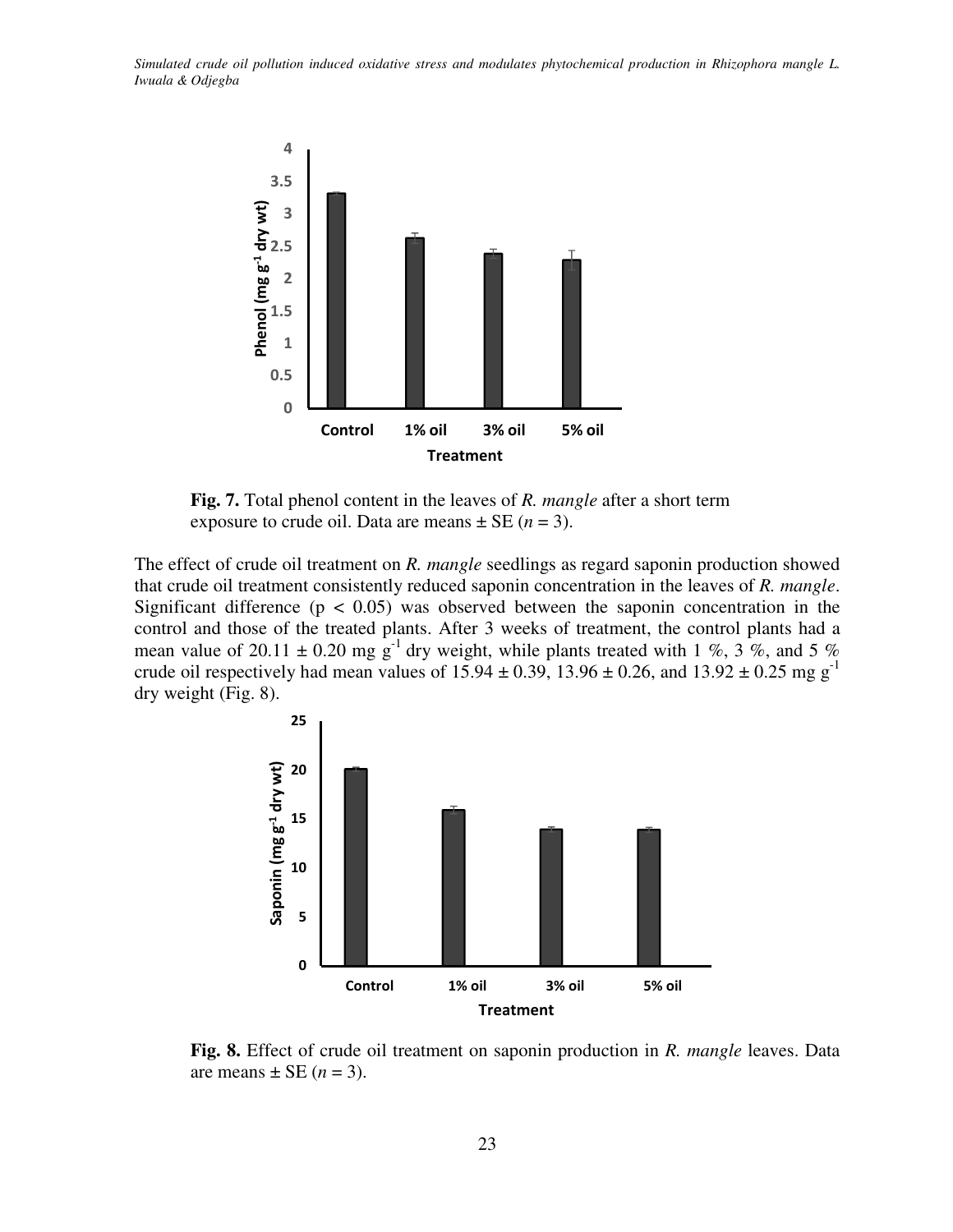**Fig. 7.** Total phenol content in the leaves of *R. mangle* after a short term exposure to crude oil. Data are means ± SE ($n$ = 3).

The effect of crude oil treatment on *R. mangle* seedlings as regard saponin production showed that crude oil treatment consistently reduced saponin concentration in the leaves of *R. mangle*. Significant difference ($p < 0.05$) was observed between the saponin concentration in the control and those of the treated plants. After 3 weeks of treatment, the control plants had a mean value of 20.11 ± 0.20 mg $g^{-1}$ dry weight, while plants treated with 1 %, 3 %, and 5 % crude oil respectively had mean values of 15.94 ± 0.39, 13.96 ± 0.26, and 13.92 ± 0.25 mg $g^{-1}$ dry weight (Fig. 8).

**Fig. 8.** Effect of crude oil treatment on saponin production in *R. mangle* leaves. Data are means ± SE ($n$ = 3).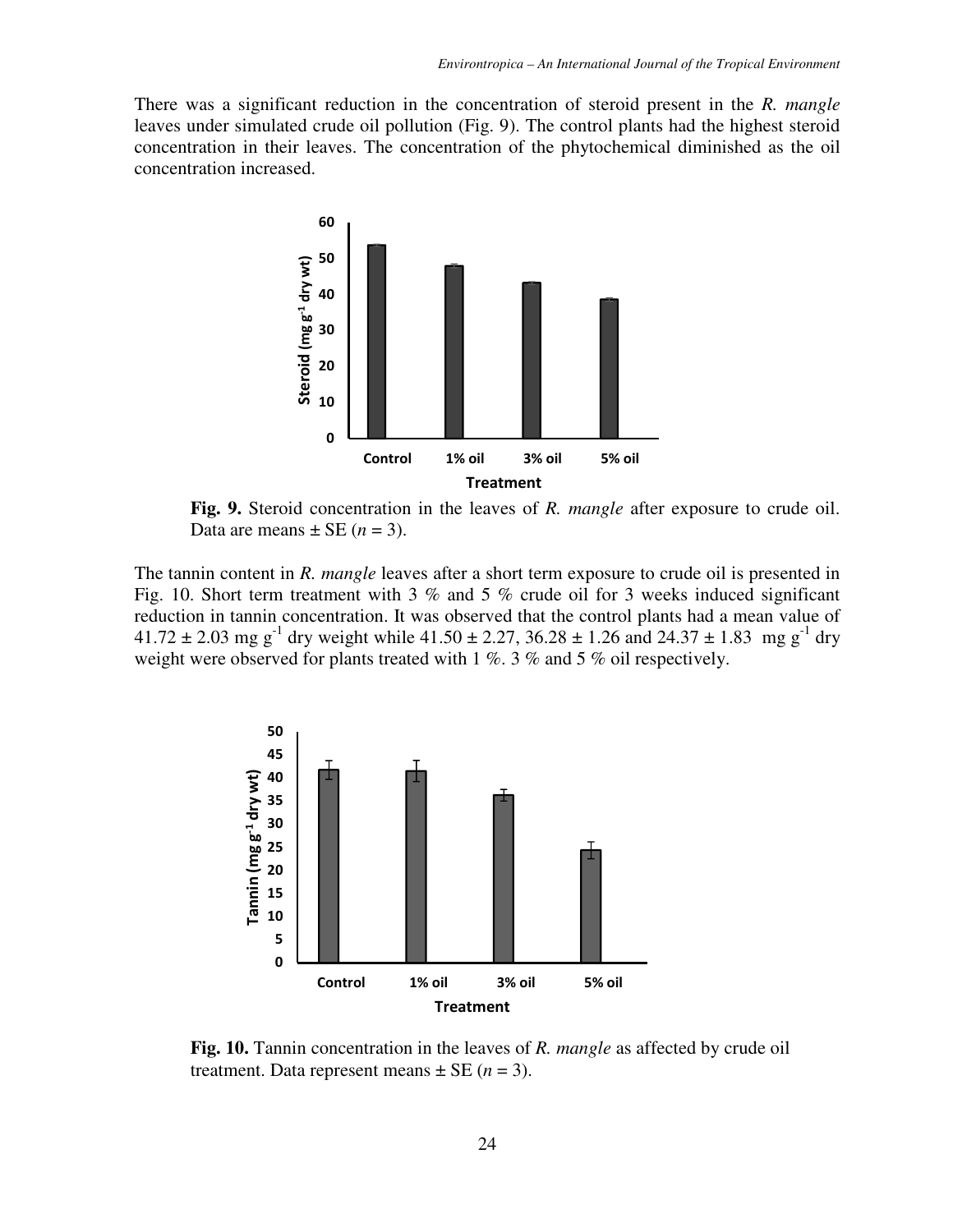There was a significant reduction in the concentration of steroid present in the *R. mangle* leaves under simulated crude oil pollution (Fig. 9). The control plants had the highest steroid concentration in their leaves. The concentration of the phytochemical diminished as the oil concentration increased.

**Fig. 9.** Steroid concentration in the leaves of *R. mangle* after exposure to crude oil. Data are means ± SE ($n$ = 3).

The tannin content in *R. mangle* leaves after a short term exposure to crude oil is presented in Fig. 10. Short term treatment with 3 % and 5 % crude oil for 3 weeks induced significant reduction in tannin concentration. It was observed that the control plants had a mean value of 41.72 ± 2.03 mg $g^{-1}$ dry weight while 41.50 ± 2.27, 36.28 ± 1.26 and 24.37 ± 1.83 mg $g^{-1}$ dry weight were observed for plants treated with 1 %. 3 % and 5 % oil respectively.

**Fig. 10.** Tannin concentration in the leaves of *R. mangle* as affected by crude oil treatment. Data represent means ± SE ($n$ = 3).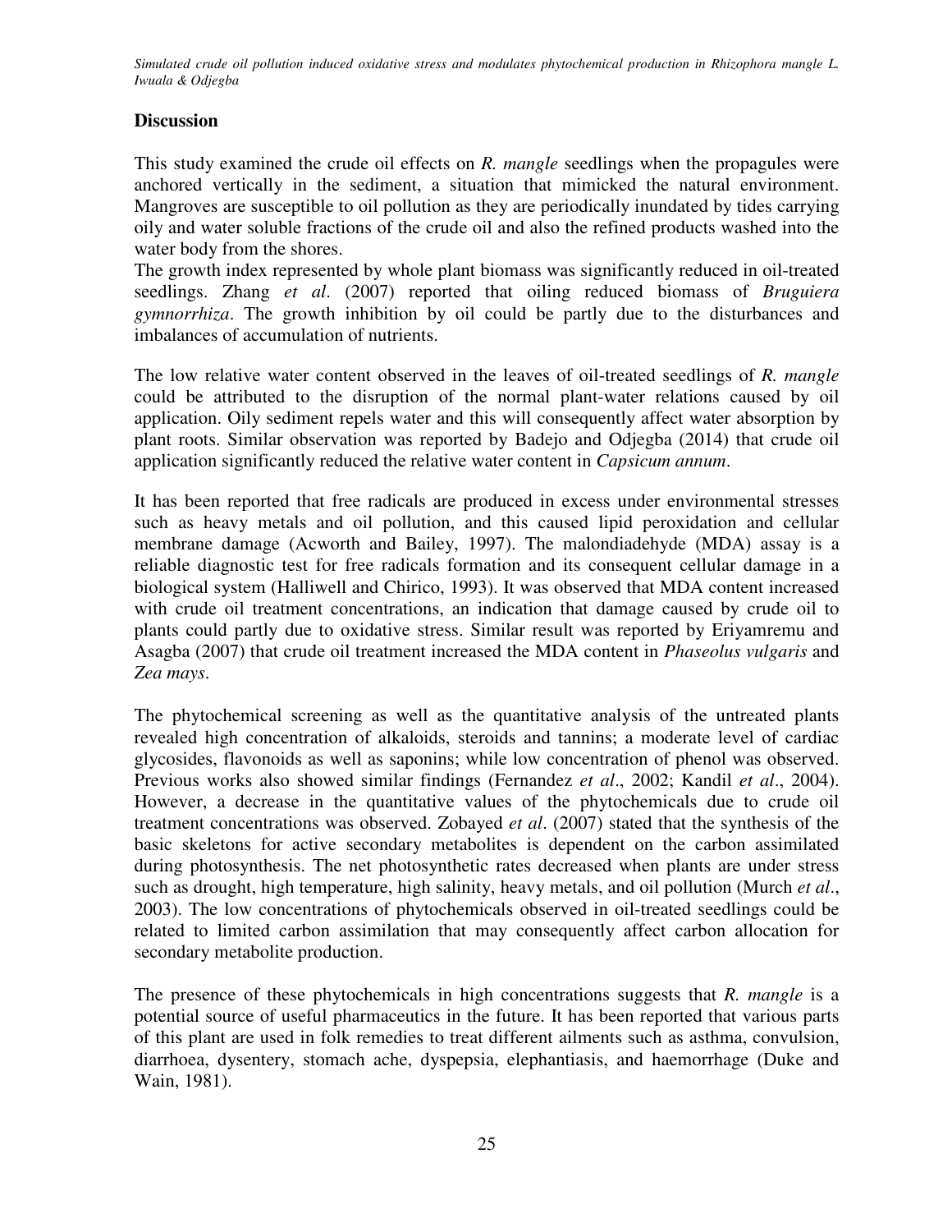## Discussion

This study examined the crude oil effects on *R. mangle* seedlings when the propagules were anchored vertically in the sediment, a situation that mimicked the natural environment. Mangroves are susceptible to oil pollution as they are periodically inundated by tides carrying oily and water soluble fractions of the crude oil and also the refined products washed into the water body from the shores.
The growth index represented by whole plant biomass was significantly reduced in oil-treated seedlings. Zhang *et al*. (2007) reported that oiling reduced biomass of *Bruguiera gymnorrhiza*. The growth inhibition by oil could be partly due to the disturbances and imbalances of accumulation of nutrients.

The low relative water content observed in the leaves of oil-treated seedlings of *R. mangle* could be attributed to the disruption of the normal plant-water relations caused by oil application. Oily sediment repels water and this will consequently affect water absorption by plant roots. Similar observation was reported by Badejo and Odjegba (2014) that crude oil application significantly reduced the relative water content in *Capsicum annum*.

It has been reported that free radicals are produced in excess under environmental stresses such as heavy metals and oil pollution, and this caused lipid peroxidation and cellular membrane damage (Acworth and Bailey, 1997). The malondiadehyde (MDA) assay is a reliable diagnostic test for free radicals formation and its consequent cellular damage in a biological system (Halliwell and Chirico, 1993). It was observed that MDA content increased with crude oil treatment concentrations, an indication that damage caused by crude oil to plants could partly due to oxidative stress. Similar result was reported by Eriyamremu and Asagba (2007) that crude oil treatment increased the MDA content in *Phaseolus vulgaris* and *Zea mays*.

The phytochemical screening as well as the quantitative analysis of the untreated plants revealed high concentration of alkaloids, steroids and tannins; a moderate level of cardiac glycosides, flavonoids as well as saponins; while low concentration of phenol was observed. Previous works also showed similar findings (Fernandez *et al*., 2002; Kandil *et al*., 2004). However, a decrease in the quantitative values of the phytochemicals due to crude oil treatment concentrations was observed. Zobayed *et al*. (2007) stated that the synthesis of the basic skeletons for active secondary metabolites is dependent on the carbon assimilated during photosynthesis. The net photosynthetic rates decreased when plants are under stress such as drought, high temperature, high salinity, heavy metals, and oil pollution (Murch *et al*., 2003). The low concentrations of phytochemicals observed in oil-treated seedlings could be related to limited carbon assimilation that may consequently affect carbon allocation for secondary metabolite production.

The presence of these phytochemicals in high concentrations suggests that *R. mangle* is a potential source of useful pharmaceutics in the future. It has been reported that various parts of this plant are used in folk remedies to treat different ailments such as asthma, convulsion, diarrhoea, dysentery, stomach ache, dyspepsia, elephantiasis, and haemorrhage (Duke and Wain, 1981).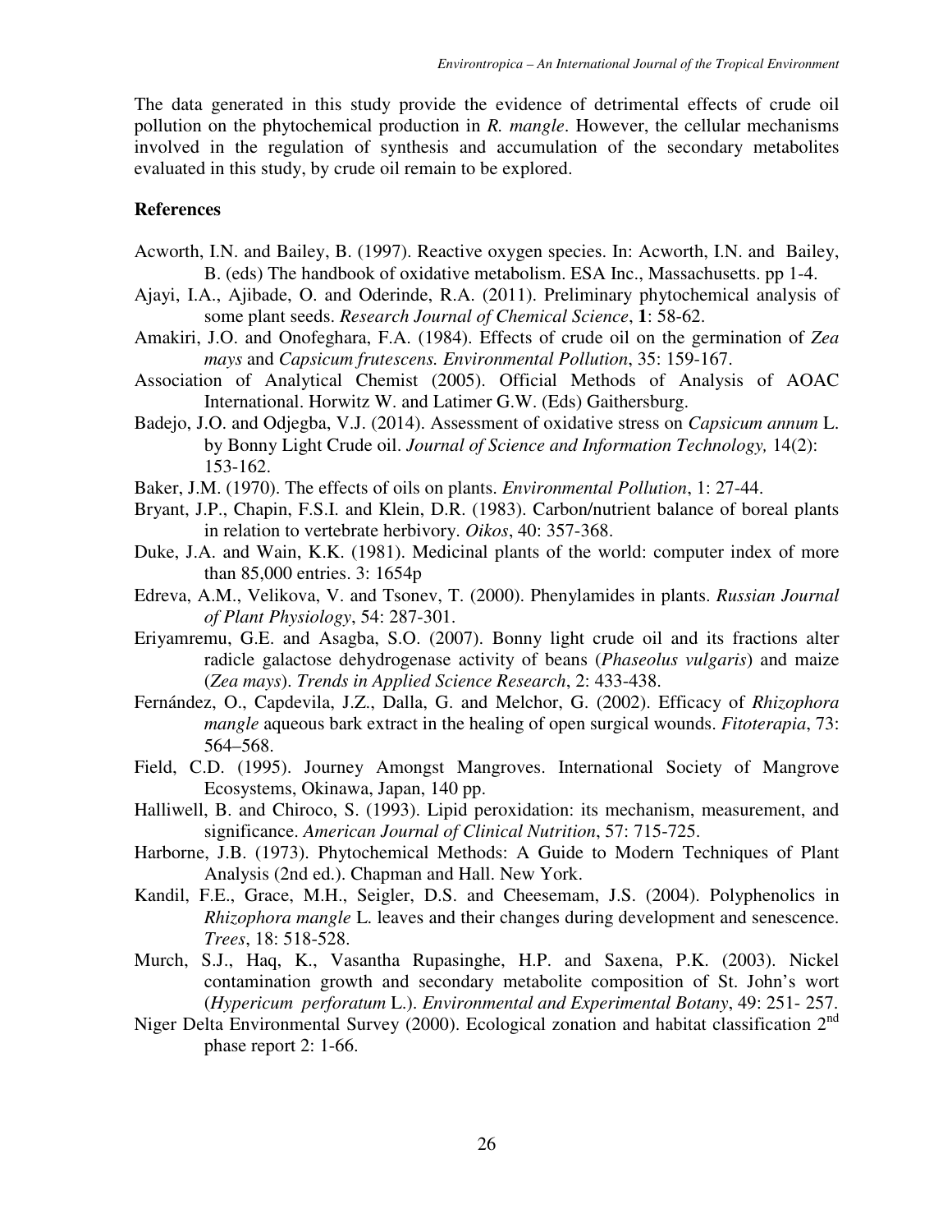The data generated in this study provide the evidence of detrimental effects of crude oil pollution on the phytochemical production in *R. mangle*. However, the cellular mechanisms involved in the regulation of synthesis and accumulation of the secondary metabolites evaluated in this study, by crude oil remain to be explored.

## References

Acworth, I.N. and Bailey, B. (1997). Reactive oxygen species. In: Acworth, I.N. and Bailey, B. (eds) The handbook of oxidative metabolism. ESA Inc., Massachusetts. pp 1-4.

Ajayi, I.A., Ajibade, O. and Oderinde, R.A. (2011). Preliminary phytochemical analysis of some plant seeds. *Research Journal of Chemical Science*, **1**: 58-62.

Amakiri, J.O. and Onofeghara, F.A. (1984). Effects of crude oil on the germination of *Zea mays* and *Capsicum frutescens. Environmental Pollution*, 35: 159-167.

Association of Analytical Chemist (2005). Official Methods of Analysis of AOAC International. Horwitz W. and Latimer G.W. (Eds) Gaithersburg.

Badejo, J.O. and Odjegba, V.J. (2014). Assessment of oxidative stress on *Capsicum annum* L. by Bonny Light Crude oil. *Journal of Science and Information Technology,* 14(2): 153-162.

Baker, J.M. (1970). The effects of oils on plants. *Environmental Pollution*, 1: 27-44.

Bryant, J.P., Chapin, F.S.I. and Klein, D.R. (1983). Carbon/nutrient balance of boreal plants in relation to vertebrate herbivory. *Oikos*, 40: 357-368.

Duke, J.A. and Wain, K.K. (1981). Medicinal plants of the world: computer index of more than 85,000 entries. 3: 1654p

Edreva, A.M., Velikova, V. and Tsonev, T. (2000). Phenylamides in plants. *Russian Journal of Plant Physiology*, 54: 287-301.

Eriyamremu, G.E. and Asagba, S.O. (2007). Bonny light crude oil and its fractions alter radicle galactose dehydrogenase activity of beans (*Phaseolus vulgaris*) and maize (*Zea mays*). *Trends in Applied Science Research*, 2: 433-438.

Fernández, O., Capdevila, J.Z., Dalla, G. and Melchor, G. (2002). Efficacy of *Rhizophora mangle* aqueous bark extract in the healing of open surgical wounds. *Fitoterapia*, 73: 564–568.

Field, C.D. (1995). Journey Amongst Mangroves. International Society of Mangrove Ecosystems, Okinawa, Japan, 140 pp.

Halliwell, B. and Chiroco, S. (1993). Lipid peroxidation: its mechanism, measurement, and significance. *American Journal of Clinical Nutrition*, 57: 715-725.

Harborne, J.B. (1973). Phytochemical Methods: A Guide to Modern Techniques of Plant Analysis (2nd ed.). Chapman and Hall. New York.

Kandil, F.E., Grace, M.H., Seigler, D.S. and Cheesemam, J.S. (2004). Polyphenolics in *Rhizophora mangle* L. leaves and their changes during development and senescence. *Trees*, 18: 518-528.

Murch, S.J., Haq, K., Vasantha Rupasinghe, H.P. and Saxena, P.K. (2003). Nickel contamination growth and secondary metabolite composition of St. John's wort (*Hypericum perforatum* L.). *Environmental and Experimental Botany*, 49: 251- 257.

Niger Delta Environmental Survey (2000). Ecological zonation and habitat classification 2nd phase report 2: 1-66.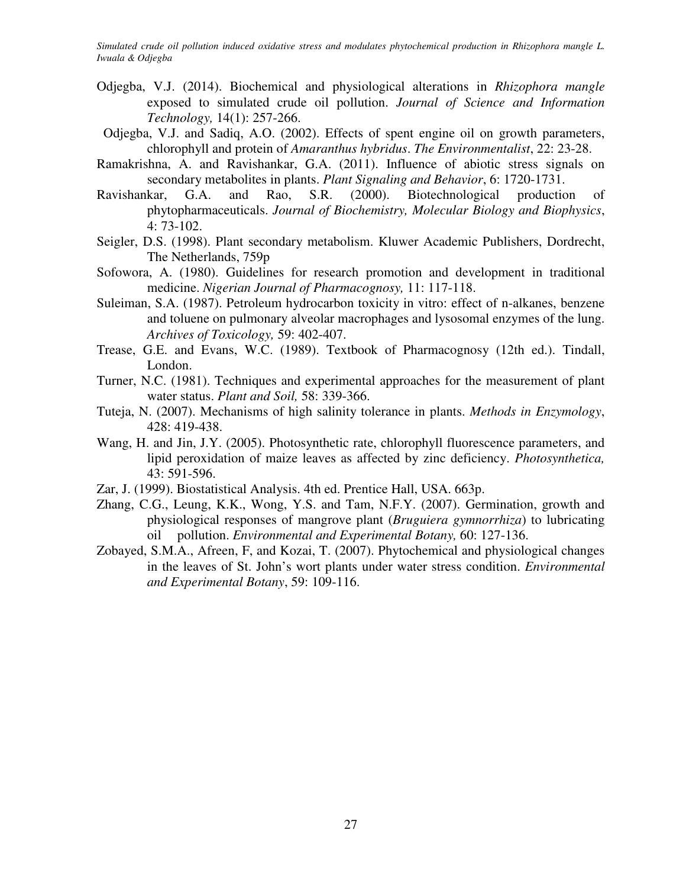Odjegba, V.J. (2014). Biochemical and physiological alterations in *Rhizophora mangle* exposed to simulated crude oil pollution. *Journal of Science and Information Technology,* 14(1): 257-266.

Odjegba, V.J. and Sadiq, A.O. (2002). Effects of spent engine oil on growth parameters, chlorophyll and protein of *Amaranthus hybridus*. *The Environmentalist*, 22: 23-28.

Ramakrishna, A. and Ravishankar, G.A. (2011). Influence of abiotic stress signals on secondary metabolites in plants. *Plant Signaling and Behavior*, 6: 1720-1731.

Ravishankar, G.A. and Rao, S.R. (2000). Biotechnological production of phytopharmaceuticals. *Journal of Biochemistry, Molecular Biology and Biophysics*, 4: 73-102.

Seigler, D.S. (1998). Plant secondary metabolism. Kluwer Academic Publishers, Dordrecht, The Netherlands, 759p

Sofowora, A. (1980). Guidelines for research promotion and development in traditional medicine. *Nigerian Journal of Pharmacognosy,* 11: 117-118.

Suleiman, S.A. (1987). Petroleum hydrocarbon toxicity in vitro: effect of n-alkanes, benzene and toluene on pulmonary alveolar macrophages and lysosomal enzymes of the lung. *Archives of Toxicology,* 59: 402-407.

Trease, G.E. and Evans, W.C. (1989). Textbook of Pharmacognosy (12th ed.). Tindall, London.

Turner, N.C. (1981). Techniques and experimental approaches for the measurement of plant water status. *Plant and Soil,* 58: 339-366.

Tuteja, N. (2007). Mechanisms of high salinity tolerance in plants. *Methods in Enzymology*, 428: 419-438.

Wang, H. and Jin, J.Y. (2005). Photosynthetic rate, chlorophyll fluorescence parameters, and lipid peroxidation of maize leaves as affected by zinc deficiency. *Photosynthetica,* 43: 591-596.

Zar, J. (1999). Biostatistical Analysis. 4th ed. Prentice Hall, USA. 663p.

Zhang, C.G., Leung, K.K., Wong, Y.S. and Tam, N.F.Y. (2007). Germination, growth and physiological responses of mangrove plant (*Bruguiera gymnorrhiza*) to lubricating oil pollution. *Environmental and Experimental Botany,* 60: 127-136.

Zobayed, S.M.A., Afreen, F, and Kozai, T. (2007). Phytochemical and physiological changes in the leaves of St. John's wort plants under water stress condition. *Environmental and Experimental Botany*, 59: 109-116.